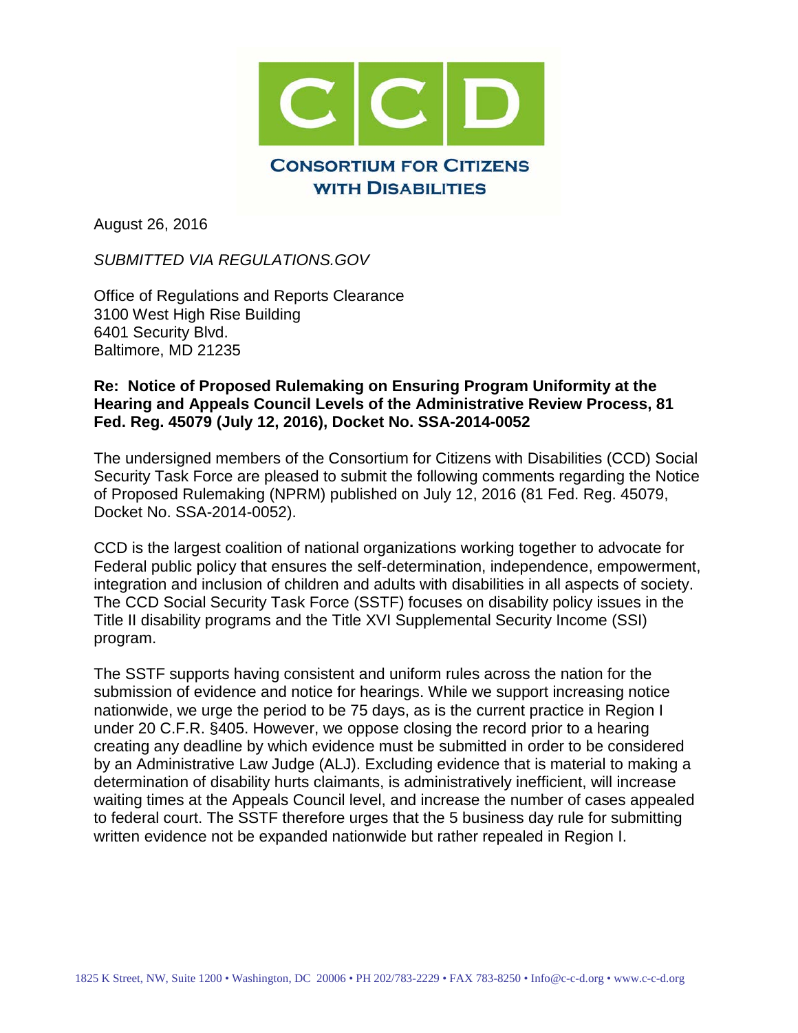# CCD

**CONSORTIUM FOR CITIZENS WITH DISABILITIES**

August 26, 2016

*SUBMITTED VIA REGULATIONS.GOV*

Office of Regulations and Reports Clearance
3100 West High Rise Building
6401 Security Blvd.
Baltimore, MD 21235

**Re: Notice of Proposed Rulemaking on Ensuring Program Uniformity at the Hearing and Appeals Council Levels of the Administrative Review Process, 81 Fed. Reg. 45079 (July 12, 2016), Docket No. SSA-2014-0052**

The undersigned members of the Consortium for Citizens with Disabilities (CCD) Social Security Task Force are pleased to submit the following comments regarding the Notice of Proposed Rulemaking (NPRM) published on July 12, 2016 (81 Fed. Reg. 45079, Docket No. SSA-2014-0052).

CCD is the largest coalition of national organizations working together to advocate for Federal public policy that ensures the self-determination, independence, empowerment, integration and inclusion of children and adults with disabilities in all aspects of society. The CCD Social Security Task Force (SSTF) focuses on disability policy issues in the Title II disability programs and the Title XVI Supplemental Security Income (SSI) program.

The SSTF supports having consistent and uniform rules across the nation for the submission of evidence and notice for hearings. While we support increasing notice nationwide, we urge the period to be 75 days, as is the current practice in Region I under 20 C.F.R. §405. However, we oppose closing the record prior to a hearing creating any deadline by which evidence must be submitted in order to be considered by an Administrative Law Judge (ALJ). Excluding evidence that is material to making a determination of disability hurts claimants, is administratively inefficient, will increase waiting times at the Appeals Council level, and increase the number of cases appealed to federal court. The SSTF therefore urges that the 5 business day rule for submitting written evidence not be expanded nationwide but rather repealed in Region I.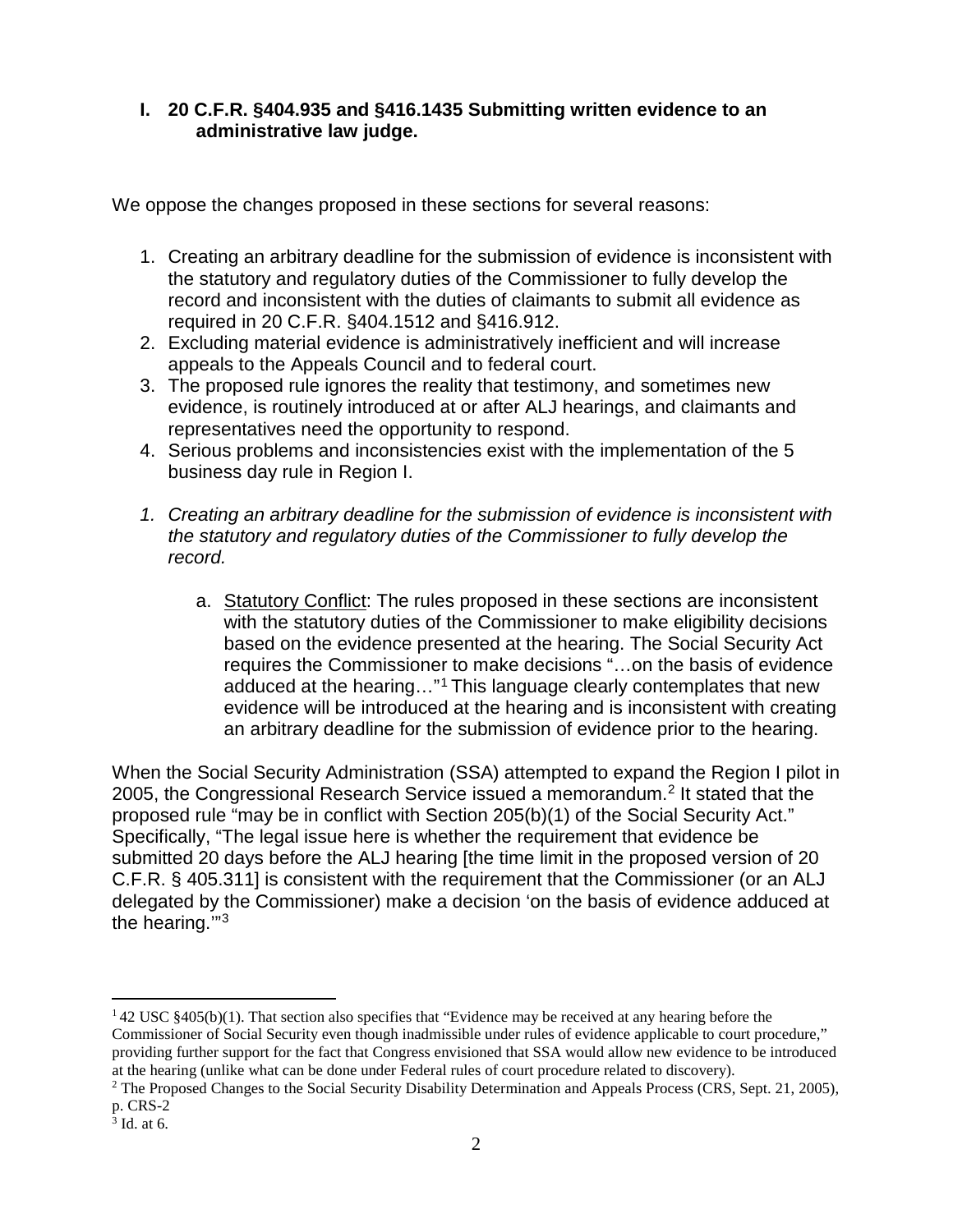## I. 20 C.F.R. §404.935 and §416.1435 Submitting written evidence to an administrative law judge.

We oppose the changes proposed in these sections for several reasons:

1. Creating an arbitrary deadline for the submission of evidence is inconsistent with the statutory and regulatory duties of the Commissioner to fully develop the record and inconsistent with the duties of claimants to submit all evidence as required in 20 C.F.R. §404.1512 and §416.912.
2. Excluding material evidence is administratively inefficient and will increase appeals to the Appeals Council and to federal court.
3. The proposed rule ignores the reality that testimony, and sometimes new evidence, is routinely introduced at or after ALJ hearings, and claimants and representatives need the opportunity to respond.
4. Serious problems and inconsistencies exist with the implementation of the 5 business day rule in Region I.

*1. Creating an arbitrary deadline for the submission of evidence is inconsistent with the statutory and regulatory duties of the Commissioner to fully develop the record.*

   a. <u>Statutory Conflict</u>: The rules proposed in these sections are inconsistent with the statutory duties of the Commissioner to make eligibility decisions based on the evidence presented at the hearing. The Social Security Act requires the Commissioner to make decisions "…on the basis of evidence adduced at the hearing…"[1] This language clearly contemplates that new evidence will be introduced at the hearing and is inconsistent with creating an arbitrary deadline for the submission of evidence prior to the hearing.

When the Social Security Administration (SSA) attempted to expand the Region I pilot in 2005, the Congressional Research Service issued a memorandum.[2] It stated that the proposed rule "may be in conflict with Section 205(b)(1) of the Social Security Act." Specifically, "The legal issue here is whether the requirement that evidence be submitted 20 days before the ALJ hearing [the time limit in the proposed version of 20 C.F.R. § 405.311] is consistent with the requirement that the Commissioner (or an ALJ delegated by the Commissioner) make a decision 'on the basis of evidence adduced at the hearing.'"[3]

---

[1] 42 USC §405(b)(1). That section also specifies that "Evidence may be received at any hearing before the Commissioner of Social Security even though inadmissible under rules of evidence applicable to court procedure," providing further support for the fact that Congress envisioned that SSA would allow new evidence to be introduced at the hearing (unlike what can be done under Federal rules of court procedure related to discovery).

[2] The Proposed Changes to the Social Security Disability Determination and Appeals Process (CRS, Sept. 21, 2005), p. CRS-2

[3] Id. at 6.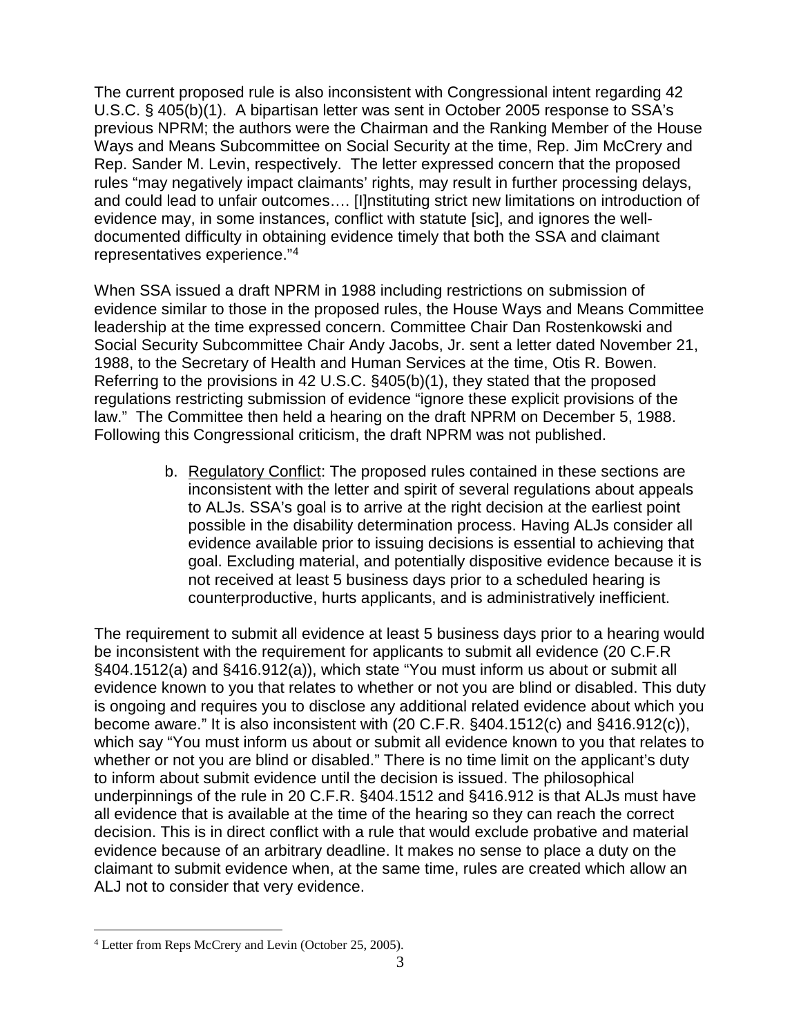The current proposed rule is also inconsistent with Congressional intent regarding 42 U.S.C. § 405(b)(1). A bipartisan letter was sent in October 2005 response to SSA's previous NPRM; the authors were the Chairman and the Ranking Member of the House Ways and Means Subcommittee on Social Security at the time, Rep. Jim McCrery and Rep. Sander M. Levin, respectively. The letter expressed concern that the proposed rules "may negatively impact claimants' rights, may result in further processing delays, and could lead to unfair outcomes…. [I]nstituting strict new limitations on introduction of evidence may, in some instances, conflict with statute [sic], and ignores the well-documented difficulty in obtaining evidence timely that both the SSA and claimant representatives experience."[4]

When SSA issued a draft NPRM in 1988 including restrictions on submission of evidence similar to those in the proposed rules, the House Ways and Means Committee leadership at the time expressed concern. Committee Chair Dan Rostenkowski and Social Security Subcommittee Chair Andy Jacobs, Jr. sent a letter dated November 21, 1988, to the Secretary of Health and Human Services at the time, Otis R. Bowen. Referring to the provisions in 42 U.S.C. §405(b)(1), they stated that the proposed regulations restricting submission of evidence "ignore these explicit provisions of the law." The Committee then held a hearing on the draft NPRM on December 5, 1988. Following this Congressional criticism, the draft NPRM was not published.

b. <u>Regulatory Conflict</u>: The proposed rules contained in these sections are inconsistent with the letter and spirit of several regulations about appeals to ALJs. SSA's goal is to arrive at the right decision at the earliest point possible in the disability determination process. Having ALJs consider all evidence available prior to issuing decisions is essential to achieving that goal. Excluding material, and potentially dispositive evidence because it is not received at least 5 business days prior to a scheduled hearing is counterproductive, hurts applicants, and is administratively inefficient.

The requirement to submit all evidence at least 5 business days prior to a hearing would be inconsistent with the requirement for applicants to submit all evidence (20 C.F.R §404.1512(a) and §416.912(a)), which state "You must inform us about or submit all evidence known to you that relates to whether or not you are blind or disabled. This duty is ongoing and requires you to disclose any additional related evidence about which you become aware." It is also inconsistent with (20 C.F.R. §404.1512(c) and §416.912(c)), which say "You must inform us about or submit all evidence known to you that relates to whether or not you are blind or disabled." There is no time limit on the applicant's duty to inform about submit evidence until the decision is issued. The philosophical underpinnings of the rule in 20 C.F.R. §404.1512 and §416.912 is that ALJs must have all evidence that is available at the time of the hearing so they can reach the correct decision. This is in direct conflict with a rule that would exclude probative and material evidence because of an arbitrary deadline. It makes no sense to place a duty on the claimant to submit evidence when, at the same time, rules are created which allow an ALJ not to consider that very evidence.

---

[4] Letter from Reps McCrery and Levin (October 25, 2005).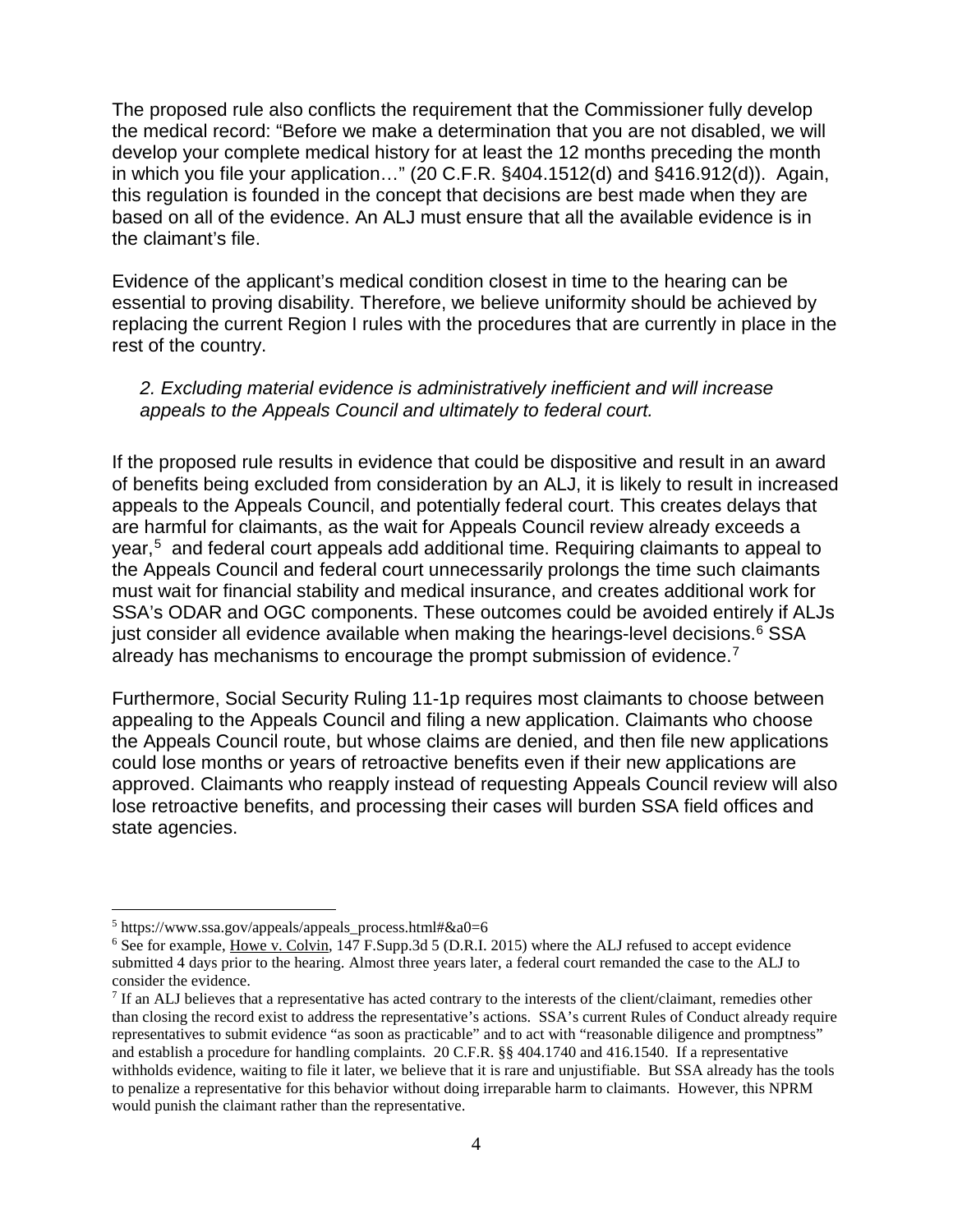The proposed rule also conflicts the requirement that the Commissioner fully develop the medical record: "Before we make a determination that you are not disabled, we will develop your complete medical history for at least the 12 months preceding the month in which you file your application…" (20 C.F.R. §404.1512(d) and §416.912(d)). Again, this regulation is founded in the concept that decisions are best made when they are based on all of the evidence. An ALJ must ensure that all the available evidence is in the claimant's file.

Evidence of the applicant's medical condition closest in time to the hearing can be essential to proving disability. Therefore, we believe uniformity should be achieved by replacing the current Region I rules with the procedures that are currently in place in the rest of the country.

*2. Excluding material evidence is administratively inefficient and will increase appeals to the Appeals Council and ultimately to federal court.*

If the proposed rule results in evidence that could be dispositive and result in an award of benefits being excluded from consideration by an ALJ, it is likely to result in increased appeals to the Appeals Council, and potentially federal court. This creates delays that are harmful for claimants, as the wait for Appeals Council review already exceeds a year,[5] and federal court appeals add additional time. Requiring claimants to appeal to the Appeals Council and federal court unnecessarily prolongs the time such claimants must wait for financial stability and medical insurance, and creates additional work for SSA's ODAR and OGC components. These outcomes could be avoided entirely if ALJs just consider all evidence available when making the hearings-level decisions.[6] SSA already has mechanisms to encourage the prompt submission of evidence.[7]

Furthermore, Social Security Ruling 11-1p requires most claimants to choose between appealing to the Appeals Council and filing a new application. Claimants who choose the Appeals Council route, but whose claims are denied, and then file new applications could lose months or years of retroactive benefits even if their new applications are approved. Claimants who reapply instead of requesting Appeals Council review will also lose retroactive benefits, and processing their cases will burden SSA field offices and state agencies.

---

[5] https://www.ssa.gov/appeals/appeals_process.html#&a0=6

[6] See for example, Howe v. Colvin, 147 F.Supp.3d 5 (D.R.I. 2015) where the ALJ refused to accept evidence submitted 4 days prior to the hearing. Almost three years later, a federal court remanded the case to the ALJ to consider the evidence.

[7] If an ALJ believes that a representative has acted contrary to the interests of the client/claimant, remedies other than closing the record exist to address the representative's actions. SSA's current Rules of Conduct already require representatives to submit evidence "as soon as practicable" and to act with "reasonable diligence and promptness" and establish a procedure for handling complaints. 20 C.F.R. §§ 404.1740 and 416.1540. If a representative withholds evidence, waiting to file it later, we believe that it is rare and unjustifiable. But SSA already has the tools to penalize a representative for this behavior without doing irreparable harm to claimants. However, this NPRM would punish the claimant rather than the representative.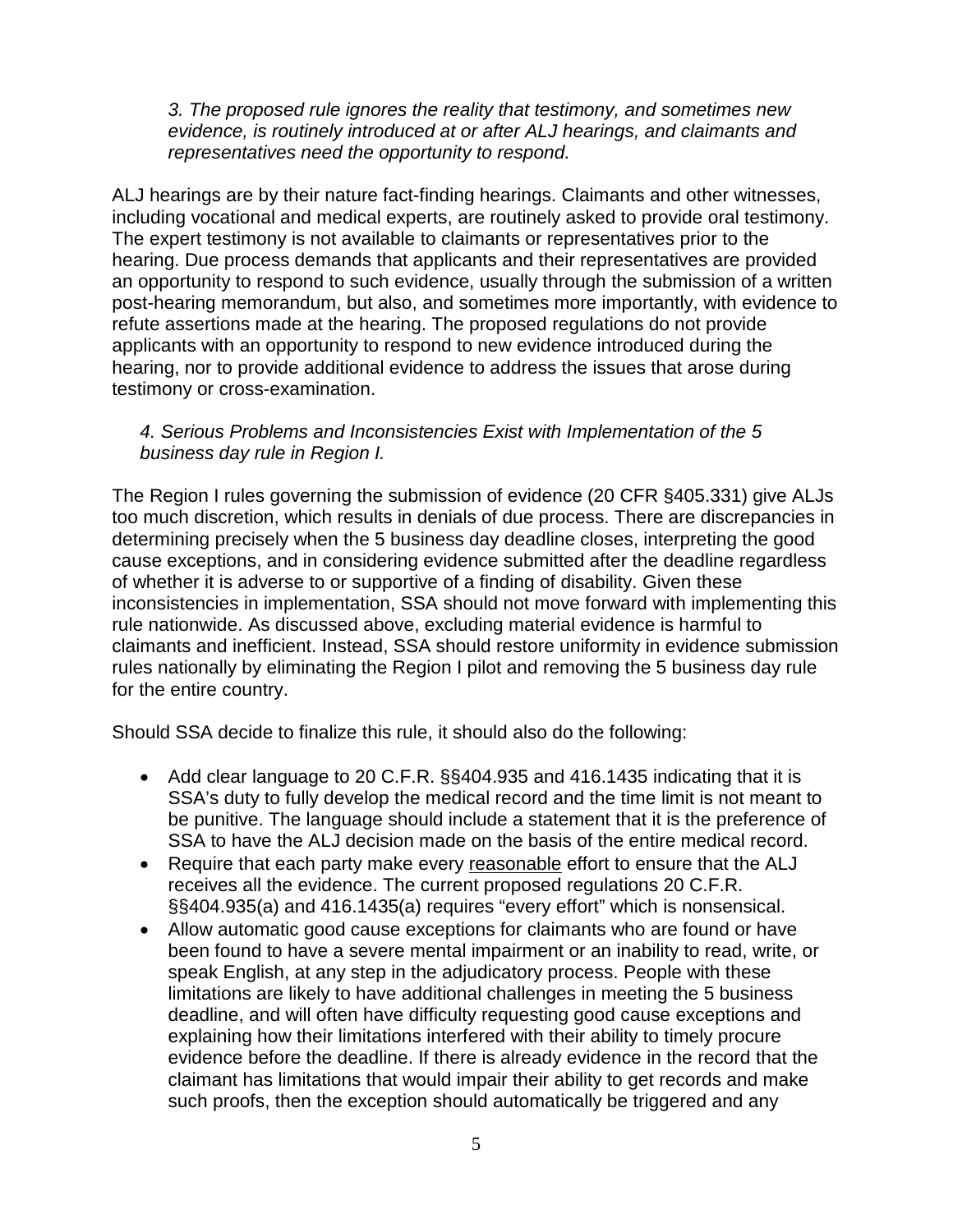*3. The proposed rule ignores the reality that testimony, and sometimes new evidence, is routinely introduced at or after ALJ hearings, and claimants and representatives need the opportunity to respond.*

ALJ hearings are by their nature fact-finding hearings. Claimants and other witnesses, including vocational and medical experts, are routinely asked to provide oral testimony. The expert testimony is not available to claimants or representatives prior to the hearing. Due process demands that applicants and their representatives are provided an opportunity to respond to such evidence, usually through the submission of a written post-hearing memorandum, but also, and sometimes more importantly, with evidence to refute assertions made at the hearing. The proposed regulations do not provide applicants with an opportunity to respond to new evidence introduced during the hearing, nor to provide additional evidence to address the issues that arose during testimony or cross-examination.

*4. Serious Problems and Inconsistencies Exist with Implementation of the 5 business day rule in Region I.*

The Region I rules governing the submission of evidence (20 CFR §405.331) give ALJs too much discretion, which results in denials of due process. There are discrepancies in determining precisely when the 5 business day deadline closes, interpreting the good cause exceptions, and in considering evidence submitted after the deadline regardless of whether it is adverse to or supportive of a finding of disability. Given these inconsistencies in implementation, SSA should not move forward with implementing this rule nationwide. As discussed above, excluding material evidence is harmful to claimants and inefficient. Instead, SSA should restore uniformity in evidence submission rules nationally by eliminating the Region I pilot and removing the 5 business day rule for the entire country.

Should SSA decide to finalize this rule, it should also do the following:

- Add clear language to 20 C.F.R. §§404.935 and 416.1435 indicating that it is SSA's duty to fully develop the medical record and the time limit is not meant to be punitive. The language should include a statement that it is the preference of SSA to have the ALJ decision made on the basis of the entire medical record.
- Require that each party make every <u>reasonable</u> effort to ensure that the ALJ receives all the evidence. The current proposed regulations 20 C.F.R. §§404.935(a) and 416.1435(a) requires "every effort" which is nonsensical.
- Allow automatic good cause exceptions for claimants who are found or have been found to have a severe mental impairment or an inability to read, write, or speak English, at any step in the adjudicatory process. People with these limitations are likely to have additional challenges in meeting the 5 business deadline, and will often have difficulty requesting good cause exceptions and explaining how their limitations interfered with their ability to timely procure evidence before the deadline. If there is already evidence in the record that the claimant has limitations that would impair their ability to get records and make such proofs, then the exception should automatically be triggered and any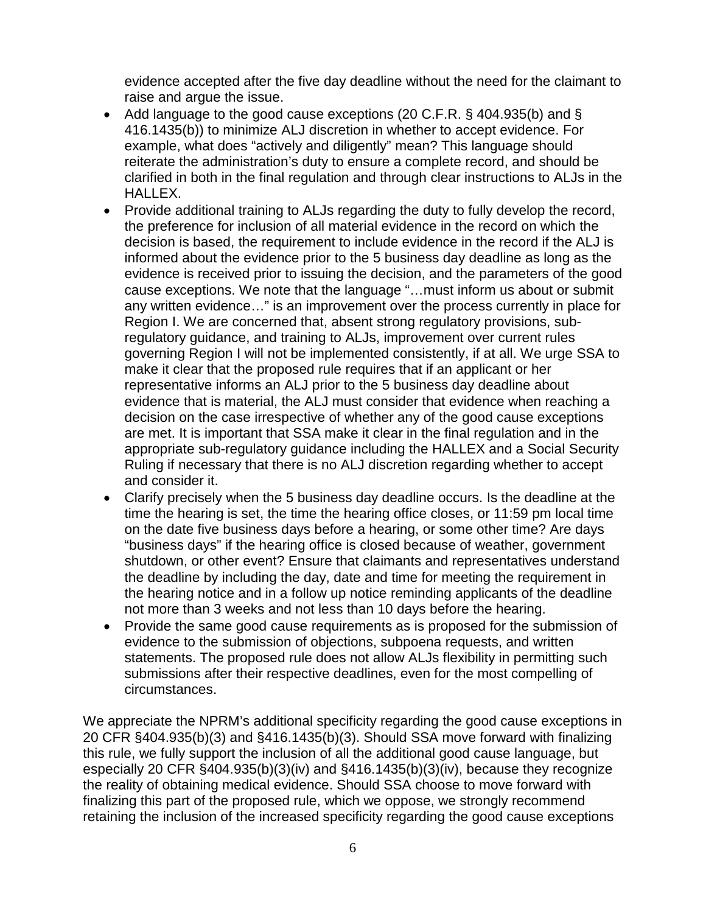evidence accepted after the five day deadline without the need for the claimant to raise and argue the issue.

- Add language to the good cause exceptions (20 C.F.R. § 404.935(b) and § 416.1435(b)) to minimize ALJ discretion in whether to accept evidence. For example, what does "actively and diligently" mean? This language should reiterate the administration's duty to ensure a complete record, and should be clarified in both in the final regulation and through clear instructions to ALJs in the HALLEX.
- Provide additional training to ALJs regarding the duty to fully develop the record, the preference for inclusion of all material evidence in the record on which the decision is based, the requirement to include evidence in the record if the ALJ is informed about the evidence prior to the 5 business day deadline as long as the evidence is received prior to issuing the decision, and the parameters of the good cause exceptions. We note that the language "…must inform us about or submit any written evidence…" is an improvement over the process currently in place for Region I. We are concerned that, absent strong regulatory provisions, sub-regulatory guidance, and training to ALJs, improvement over current rules governing Region I will not be implemented consistently, if at all. We urge SSA to make it clear that the proposed rule requires that if an applicant or her representative informs an ALJ prior to the 5 business day deadline about evidence that is material, the ALJ must consider that evidence when reaching a decision on the case irrespective of whether any of the good cause exceptions are met. It is important that SSA make it clear in the final regulation and in the appropriate sub-regulatory guidance including the HALLEX and a Social Security Ruling if necessary that there is no ALJ discretion regarding whether to accept and consider it.
- Clarify precisely when the 5 business day deadline occurs. Is the deadline at the time the hearing is set, the time the hearing office closes, or 11:59 pm local time on the date five business days before a hearing, or some other time? Are days "business days" if the hearing office is closed because of weather, government shutdown, or other event? Ensure that claimants and representatives understand the deadline by including the day, date and time for meeting the requirement in the hearing notice and in a follow up notice reminding applicants of the deadline not more than 3 weeks and not less than 10 days before the hearing.
- Provide the same good cause requirements as is proposed for the submission of evidence to the submission of objections, subpoena requests, and written statements. The proposed rule does not allow ALJs flexibility in permitting such submissions after their respective deadlines, even for the most compelling of circumstances.

We appreciate the NPRM's additional specificity regarding the good cause exceptions in 20 CFR §404.935(b)(3) and §416.1435(b)(3). Should SSA move forward with finalizing this rule, we fully support the inclusion of all the additional good cause language, but especially 20 CFR §404.935(b)(3)(iv) and §416.1435(b)(3)(iv), because they recognize the reality of obtaining medical evidence. Should SSA choose to move forward with finalizing this part of the proposed rule, which we oppose, we strongly recommend retaining the inclusion of the increased specificity regarding the good cause exceptions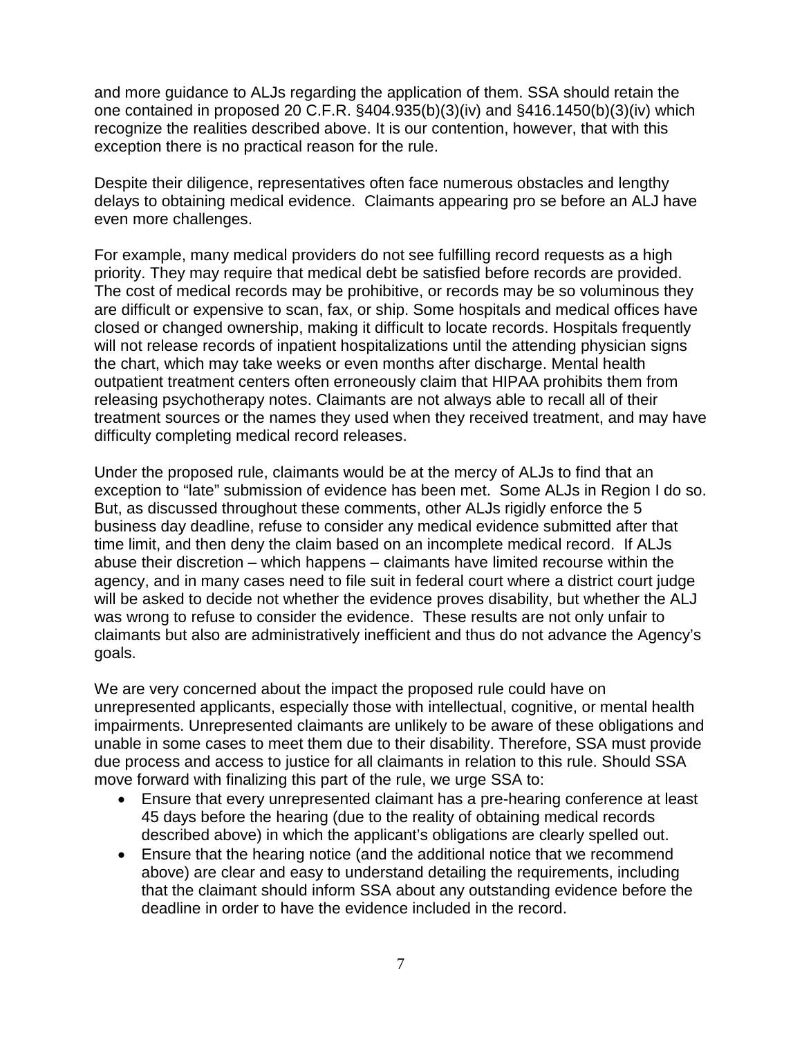and more guidance to ALJs regarding the application of them. SSA should retain the one contained in proposed 20 C.F.R. §404.935(b)(3)(iv) and §416.1450(b)(3)(iv) which recognize the realities described above. It is our contention, however, that with this exception there is no practical reason for the rule.

Despite their diligence, representatives often face numerous obstacles and lengthy delays to obtaining medical evidence. Claimants appearing pro se before an ALJ have even more challenges.

For example, many medical providers do not see fulfilling record requests as a high priority. They may require that medical debt be satisfied before records are provided. The cost of medical records may be prohibitive, or records may be so voluminous they are difficult or expensive to scan, fax, or ship. Some hospitals and medical offices have closed or changed ownership, making it difficult to locate records. Hospitals frequently will not release records of inpatient hospitalizations until the attending physician signs the chart, which may take weeks or even months after discharge. Mental health outpatient treatment centers often erroneously claim that HIPAA prohibits them from releasing psychotherapy notes. Claimants are not always able to recall all of their treatment sources or the names they used when they received treatment, and may have difficulty completing medical record releases.

Under the proposed rule, claimants would be at the mercy of ALJs to find that an exception to "late" submission of evidence has been met. Some ALJs in Region I do so. But, as discussed throughout these comments, other ALJs rigidly enforce the 5 business day deadline, refuse to consider any medical evidence submitted after that time limit, and then deny the claim based on an incomplete medical record. If ALJs abuse their discretion – which happens – claimants have limited recourse within the agency, and in many cases need to file suit in federal court where a district court judge will be asked to decide not whether the evidence proves disability, but whether the ALJ was wrong to refuse to consider the evidence. These results are not only unfair to claimants but also are administratively inefficient and thus do not advance the Agency's goals.

We are very concerned about the impact the proposed rule could have on unrepresented applicants, especially those with intellectual, cognitive, or mental health impairments. Unrepresented claimants are unlikely to be aware of these obligations and unable in some cases to meet them due to their disability. Therefore, SSA must provide due process and access to justice for all claimants in relation to this rule. Should SSA move forward with finalizing this part of the rule, we urge SSA to:

- Ensure that every unrepresented claimant has a pre-hearing conference at least 45 days before the hearing (due to the reality of obtaining medical records described above) in which the applicant's obligations are clearly spelled out.
- Ensure that the hearing notice (and the additional notice that we recommend above) are clear and easy to understand detailing the requirements, including that the claimant should inform SSA about any outstanding evidence before the deadline in order to have the evidence included in the record.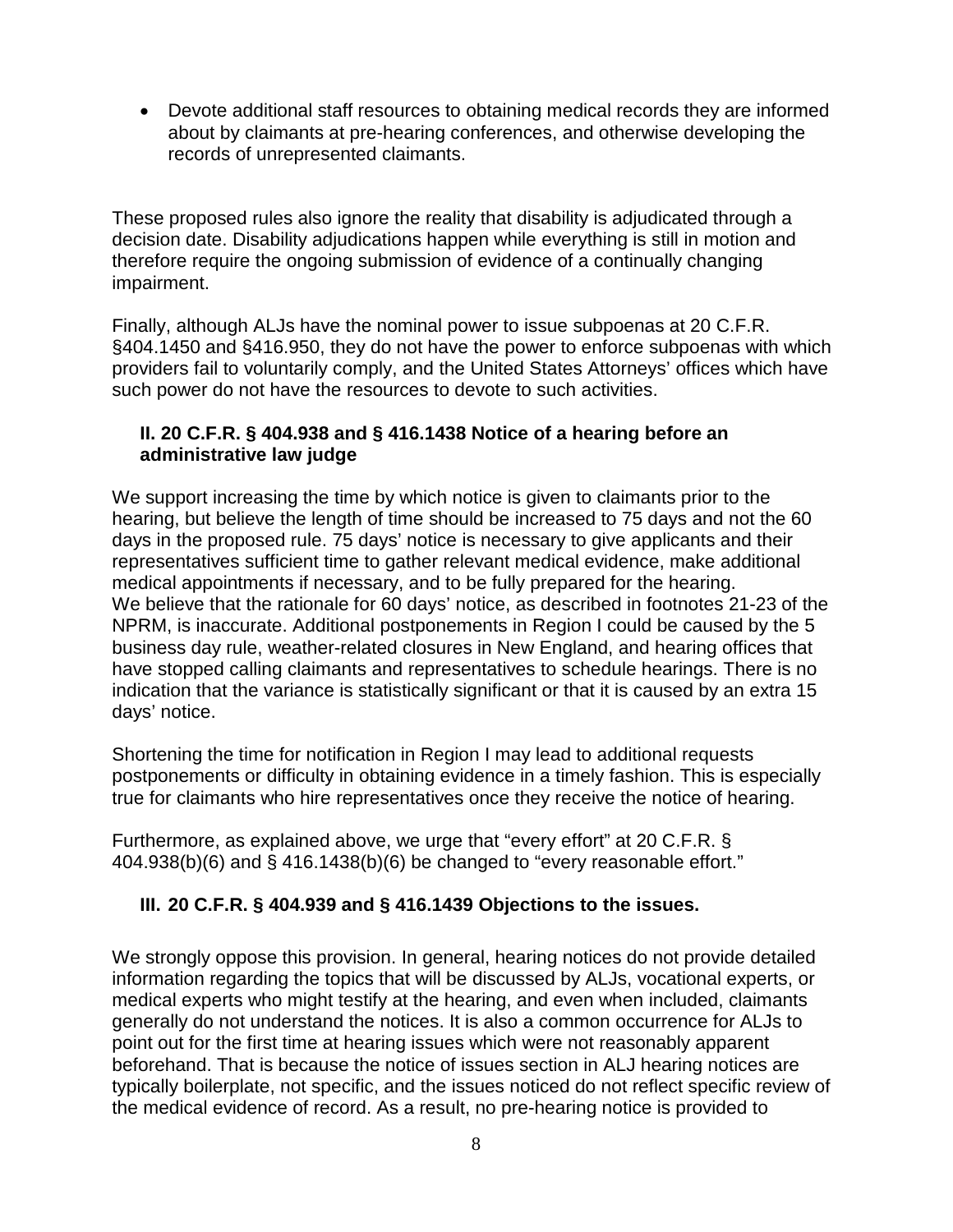- Devote additional staff resources to obtaining medical records they are informed about by claimants at pre-hearing conferences, and otherwise developing the records of unrepresented claimants.

These proposed rules also ignore the reality that disability is adjudicated through a decision date. Disability adjudications happen while everything is still in motion and therefore require the ongoing submission of evidence of a continually changing impairment.

Finally, although ALJs have the nominal power to issue subpoenas at 20 C.F.R. §404.1450 and §416.950, they do not have the power to enforce subpoenas with which providers fail to voluntarily comply, and the United States Attorneys' offices which have such power do not have the resources to devote to such activities.

### II. 20 C.F.R. § 404.938 and § 416.1438 Notice of a hearing before an administrative law judge

We support increasing the time by which notice is given to claimants prior to the hearing, but believe the length of time should be increased to 75 days and not the 60 days in the proposed rule. 75 days' notice is necessary to give applicants and their representatives sufficient time to gather relevant medical evidence, make additional medical appointments if necessary, and to be fully prepared for the hearing.
We believe that the rationale for 60 days' notice, as described in footnotes 21-23 of the NPRM, is inaccurate. Additional postponements in Region I could be caused by the 5 business day rule, weather-related closures in New England, and hearing offices that have stopped calling claimants and representatives to schedule hearings. There is no indication that the variance is statistically significant or that it is caused by an extra 15 days' notice.

Shortening the time for notification in Region I may lead to additional requests postponements or difficulty in obtaining evidence in a timely fashion. This is especially true for claimants who hire representatives once they receive the notice of hearing.

Furthermore, as explained above, we urge that "every effort" at 20 C.F.R. § 404.938(b)(6) and § 416.1438(b)(6) be changed to "every reasonable effort."

### III. 20 C.F.R. § 404.939 and § 416.1439 Objections to the issues.

We strongly oppose this provision. In general, hearing notices do not provide detailed information regarding the topics that will be discussed by ALJs, vocational experts, or medical experts who might testify at the hearing, and even when included, claimants generally do not understand the notices. It is also a common occurrence for ALJs to point out for the first time at hearing issues which were not reasonably apparent beforehand. That is because the notice of issues section in ALJ hearing notices are typically boilerplate, not specific, and the issues noticed do not reflect specific review of the medical evidence of record. As a result, no pre-hearing notice is provided to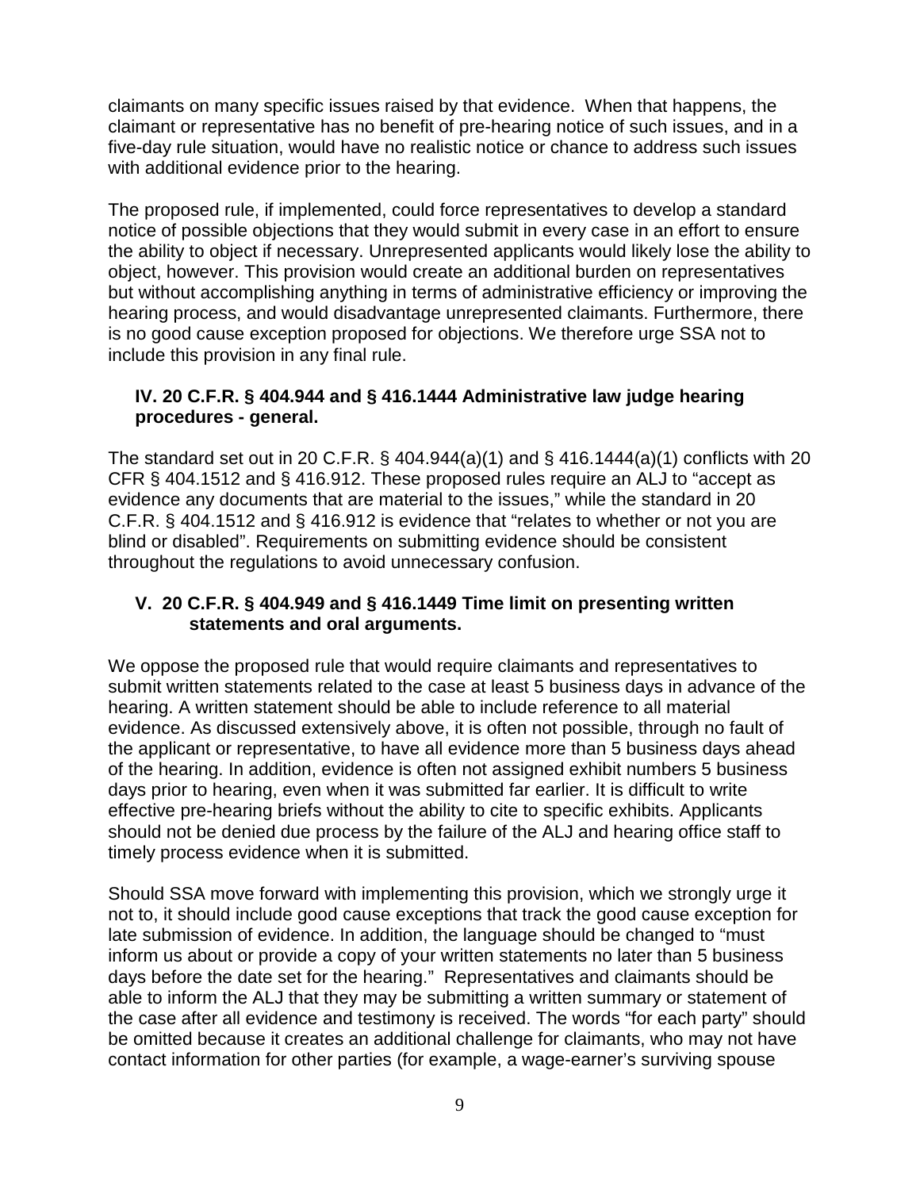claimants on many specific issues raised by that evidence. When that happens, the claimant or representative has no benefit of pre-hearing notice of such issues, and in a five-day rule situation, would have no realistic notice or chance to address such issues with additional evidence prior to the hearing.

The proposed rule, if implemented, could force representatives to develop a standard notice of possible objections that they would submit in every case in an effort to ensure the ability to object if necessary. Unrepresented applicants would likely lose the ability to object, however. This provision would create an additional burden on representatives but without accomplishing anything in terms of administrative efficiency or improving the hearing process, and would disadvantage unrepresented claimants. Furthermore, there is no good cause exception proposed for objections. We therefore urge SSA not to include this provision in any final rule.

### IV. 20 C.F.R. § 404.944 and § 416.1444 Administrative law judge hearing procedures - general.

The standard set out in 20 C.F.R. § 404.944(a)(1) and § 416.1444(a)(1) conflicts with 20 CFR § 404.1512 and § 416.912. These proposed rules require an ALJ to "accept as evidence any documents that are material to the issues," while the standard in 20 C.F.R. § 404.1512 and § 416.912 is evidence that "relates to whether or not you are blind or disabled". Requirements on submitting evidence should be consistent throughout the regulations to avoid unnecessary confusion.

### V. 20 C.F.R. § 404.949 and § 416.1449 Time limit on presenting written statements and oral arguments.

We oppose the proposed rule that would require claimants and representatives to submit written statements related to the case at least 5 business days in advance of the hearing. A written statement should be able to include reference to all material evidence. As discussed extensively above, it is often not possible, through no fault of the applicant or representative, to have all evidence more than 5 business days ahead of the hearing. In addition, evidence is often not assigned exhibit numbers 5 business days prior to hearing, even when it was submitted far earlier. It is difficult to write effective pre-hearing briefs without the ability to cite to specific exhibits. Applicants should not be denied due process by the failure of the ALJ and hearing office staff to timely process evidence when it is submitted.

Should SSA move forward with implementing this provision, which we strongly urge it not to, it should include good cause exceptions that track the good cause exception for late submission of evidence. In addition, the language should be changed to "must inform us about or provide a copy of your written statements no later than 5 business days before the date set for the hearing." Representatives and claimants should be able to inform the ALJ that they may be submitting a written summary or statement of the case after all evidence and testimony is received. The words "for each party" should be omitted because it creates an additional challenge for claimants, who may not have contact information for other parties (for example, a wage-earner's surviving spouse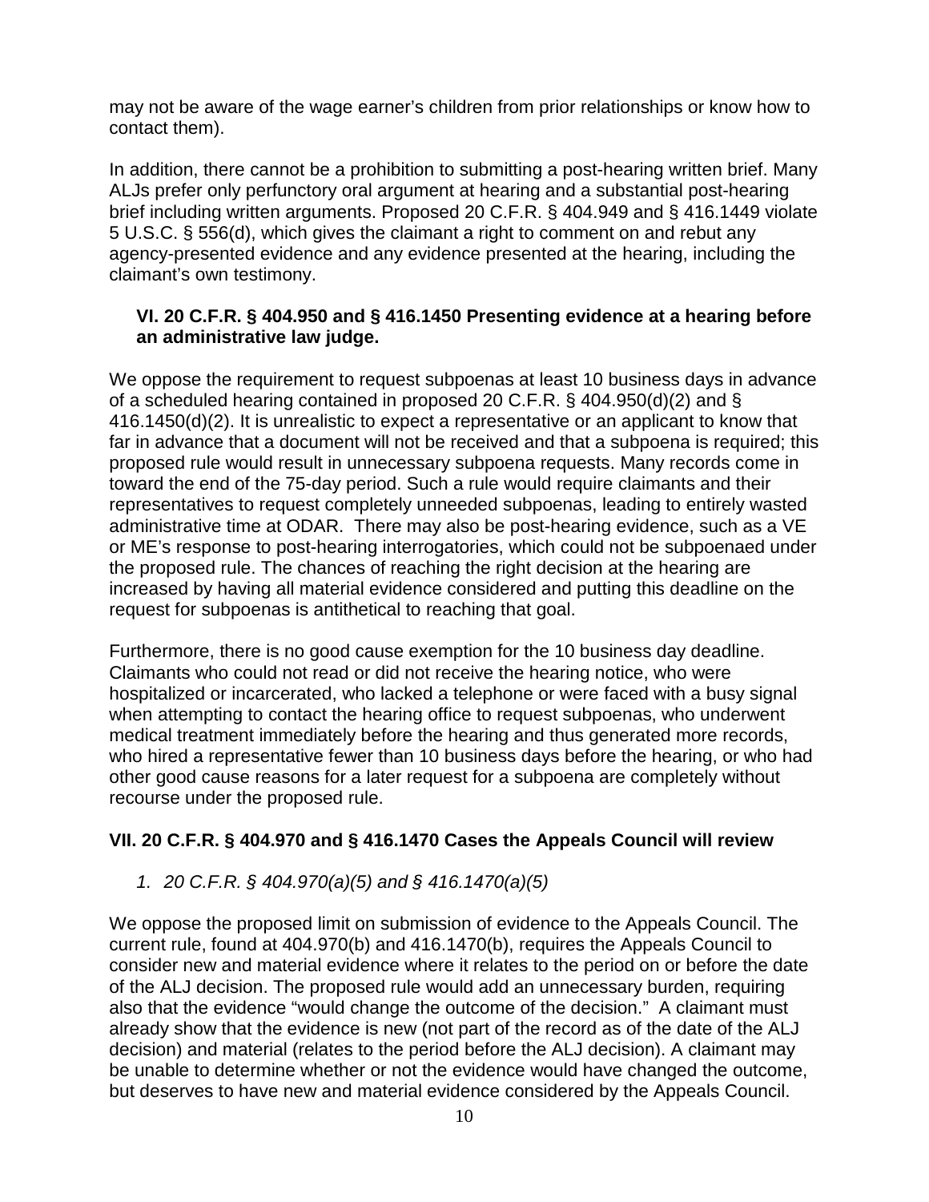may not be aware of the wage earner's children from prior relationships or know how to contact them).

In addition, there cannot be a prohibition to submitting a post-hearing written brief. Many ALJs prefer only perfunctory oral argument at hearing and a substantial post-hearing brief including written arguments. Proposed 20 C.F.R. § 404.949 and § 416.1449 violate 5 U.S.C. § 556(d), which gives the claimant a right to comment on and rebut any agency-presented evidence and any evidence presented at the hearing, including the claimant's own testimony.

### VI. 20 C.F.R. § 404.950 and § 416.1450 Presenting evidence at a hearing before an administrative law judge.

We oppose the requirement to request subpoenas at least 10 business days in advance of a scheduled hearing contained in proposed 20 C.F.R. § 404.950(d)(2) and § 416.1450(d)(2). It is unrealistic to expect a representative or an applicant to know that far in advance that a document will not be received and that a subpoena is required; this proposed rule would result in unnecessary subpoena requests. Many records come in toward the end of the 75-day period. Such a rule would require claimants and their representatives to request completely unneeded subpoenas, leading to entirely wasted administrative time at ODAR. There may also be post-hearing evidence, such as a VE or ME's response to post-hearing interrogatories, which could not be subpoenaed under the proposed rule. The chances of reaching the right decision at the hearing are increased by having all material evidence considered and putting this deadline on the request for subpoenas is antithetical to reaching that goal.

Furthermore, there is no good cause exemption for the 10 business day deadline. Claimants who could not read or did not receive the hearing notice, who were hospitalized or incarcerated, who lacked a telephone or were faced with a busy signal when attempting to contact the hearing office to request subpoenas, who underwent medical treatment immediately before the hearing and thus generated more records, who hired a representative fewer than 10 business days before the hearing, or who had other good cause reasons for a later request for a subpoena are completely without recourse under the proposed rule.

### VII. 20 C.F.R. § 404.970 and § 416.1470 Cases the Appeals Council will review

1. *20 C.F.R. § 404.970(a)(5) and § 416.1470(a)(5)*

We oppose the proposed limit on submission of evidence to the Appeals Council. The current rule, found at 404.970(b) and 416.1470(b), requires the Appeals Council to consider new and material evidence where it relates to the period on or before the date of the ALJ decision. The proposed rule would add an unnecessary burden, requiring also that the evidence "would change the outcome of the decision." A claimant must already show that the evidence is new (not part of the record as of the date of the ALJ decision) and material (relates to the period before the ALJ decision). A claimant may be unable to determine whether or not the evidence would have changed the outcome, but deserves to have new and material evidence considered by the Appeals Council.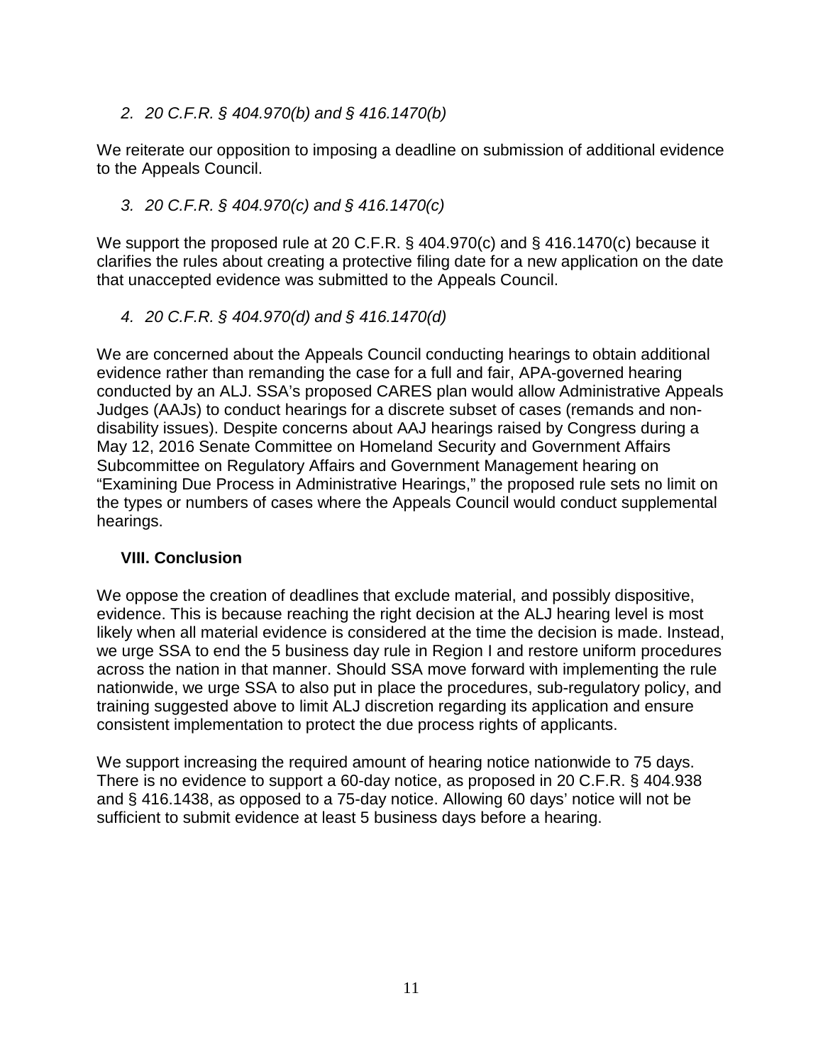*2. 20 C.F.R. § 404.970(b) and § 416.1470(b)*

We reiterate our opposition to imposing a deadline on submission of additional evidence to the Appeals Council.

*3. 20 C.F.R. § 404.970(c) and § 416.1470(c)*

We support the proposed rule at 20 C.F.R. § 404.970(c) and § 416.1470(c) because it clarifies the rules about creating a protective filing date for a new application on the date that unaccepted evidence was submitted to the Appeals Council.

*4. 20 C.F.R. § 404.970(d) and § 416.1470(d)*

We are concerned about the Appeals Council conducting hearings to obtain additional evidence rather than remanding the case for a full and fair, APA-governed hearing conducted by an ALJ. SSA's proposed CARES plan would allow Administrative Appeals Judges (AAJs) to conduct hearings for a discrete subset of cases (remands and non-disability issues). Despite concerns about AAJ hearings raised by Congress during a May 12, 2016 Senate Committee on Homeland Security and Government Affairs Subcommittee on Regulatory Affairs and Government Management hearing on "Examining Due Process in Administrative Hearings," the proposed rule sets no limit on the types or numbers of cases where the Appeals Council would conduct supplemental hearings.

## VIII. Conclusion

We oppose the creation of deadlines that exclude material, and possibly dispositive, evidence. This is because reaching the right decision at the ALJ hearing level is most likely when all material evidence is considered at the time the decision is made. Instead, we urge SSA to end the 5 business day rule in Region I and restore uniform procedures across the nation in that manner. Should SSA move forward with implementing the rule nationwide, we urge SSA to also put in place the procedures, sub-regulatory policy, and training suggested above to limit ALJ discretion regarding its application and ensure consistent implementation to protect the due process rights of applicants.

We support increasing the required amount of hearing notice nationwide to 75 days. There is no evidence to support a 60-day notice, as proposed in 20 C.F.R. § 404.938 and § 416.1438, as opposed to a 75-day notice. Allowing 60 days' notice will not be sufficient to submit evidence at least 5 business days before a hearing.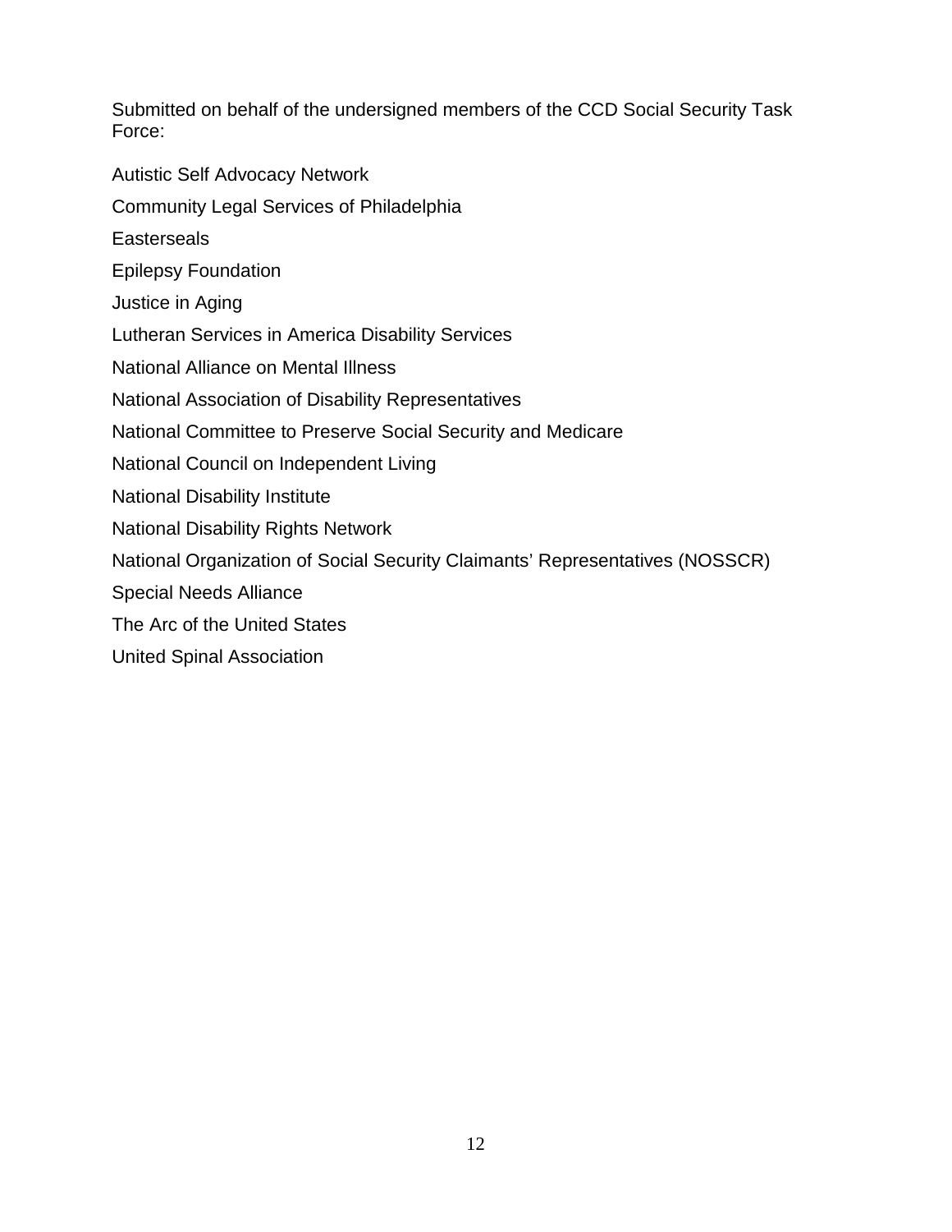Submitted on behalf of the undersigned members of the CCD Social Security Task Force:

Autistic Self Advocacy Network

Community Legal Services of Philadelphia

Easterseals

Epilepsy Foundation

Justice in Aging

Lutheran Services in America Disability Services

National Alliance on Mental Illness

National Association of Disability Representatives

National Committee to Preserve Social Security and Medicare

National Council on Independent Living

National Disability Institute

National Disability Rights Network

National Organization of Social Security Claimants' Representatives (NOSSCR)

Special Needs Alliance

The Arc of the United States

United Spinal Association